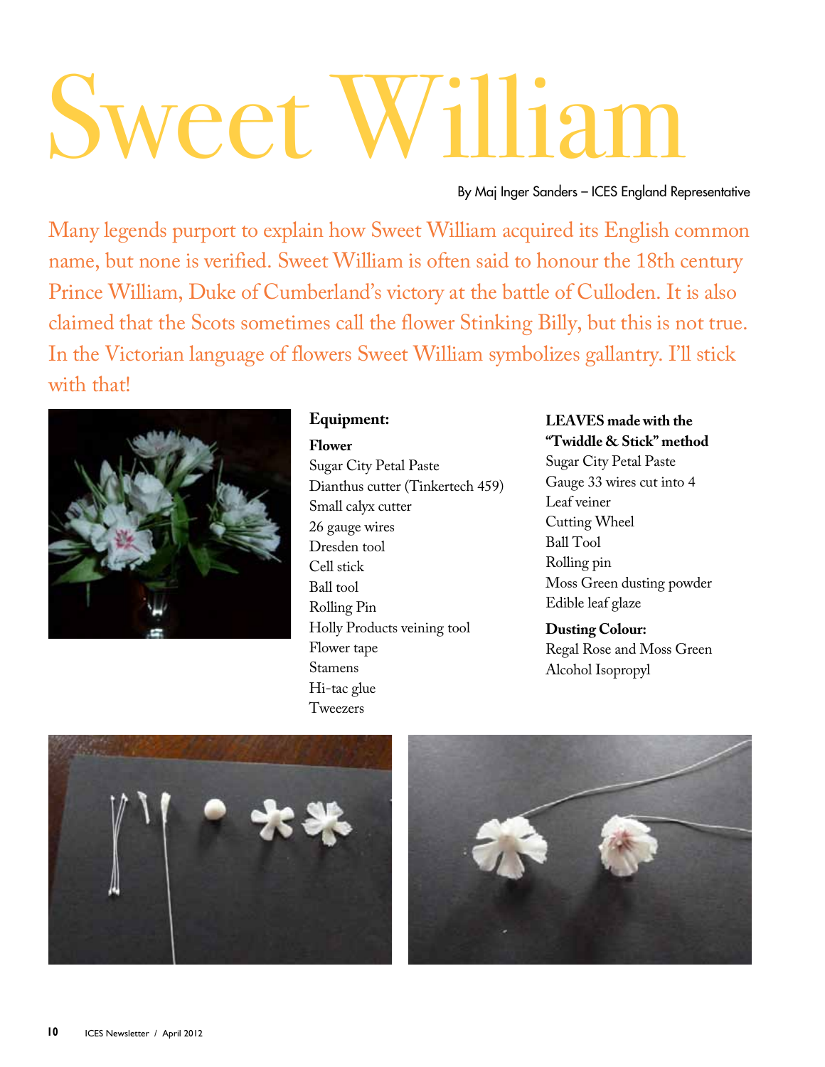# Sweet William

By Maj Inger Sanders – ICES England Representative

Many legends purport to explain how Sweet William acquired its English common name, but none is verified. Sweet William is often said to honour the 18th century Prince William, Duke of Cumberland's victory at the battle of Culloden. It is also claimed that the Scots sometimes call the flower Stinking Billy, but this is not true. In the Victorian language of flowers Sweet William symbolizes gallantry. I'll stick with that!

## Equipment:

**Flower**

Sugar City Petal Paste
Dianthus cutter (Tinkertech 459)
Small calyx cutter
26 gauge wires
Dresden tool
Cell stick
Ball tool
Rolling Pin
Holly Products veining tool
Flower tape
Stamens
Hi-tac glue
Tweezers

**LEAVES made with the "Twiddle & Stick" method**

Sugar City Petal Paste
Gauge 33 wires cut into 4
Leaf veiner
Cutting Wheel
Ball Tool
Rolling pin
Moss Green dusting powder
Edible leaf glaze

**Dusting Colour:**

Regal Rose and Moss Green
Alcohol Isopropyl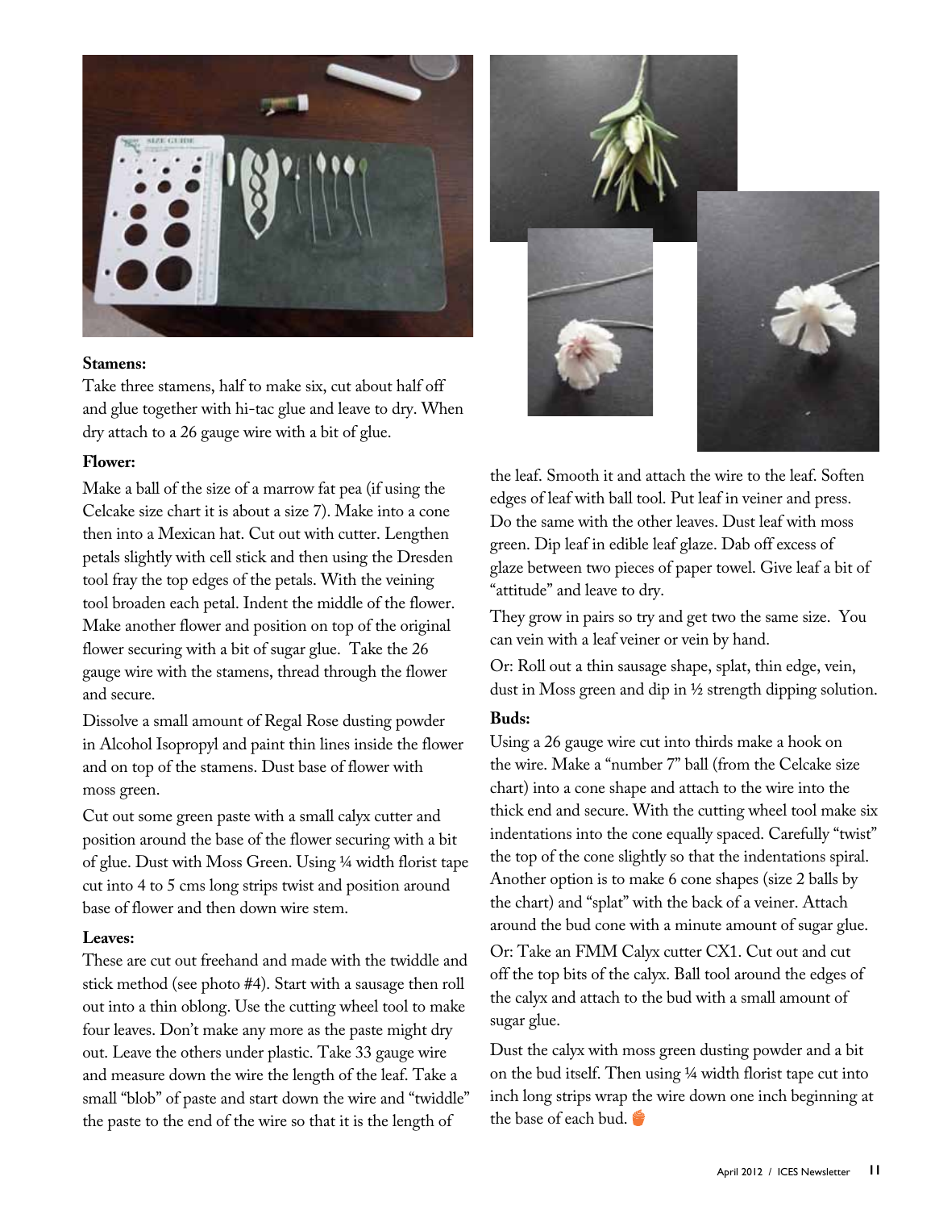**Stamens:**

Take three stamens, half to make six, cut about half off and glue together with hi-tac glue and leave to dry. When dry attach to a 26 gauge wire with a bit of glue.

**Flower:**

Make a ball of the size of a marrow fat pea (if using the Celcake size chart it is about a size 7). Make into a cone then into a Mexican hat. Cut out with cutter. Lengthen petals slightly with cell stick and then using the Dresden tool fray the top edges of the petals. With the veining tool broaden each petal. Indent the middle of the flower. Make another flower and position on top of the original flower securing with a bit of sugar glue. Take the 26 gauge wire with the stamens, thread through the flower and secure.

Dissolve a small amount of Regal Rose dusting powder in Alcohol Isopropyl and paint thin lines inside the flower and on top of the stamens. Dust base of flower with moss green.

Cut out some green paste with a small calyx cutter and position around the base of the flower securing with a bit of glue. Dust with Moss Green. Using ¼ width florist tape cut into 4 to 5 cms long strips twist and position around base of flower and then down wire stem.

**Leaves:**

These are cut out freehand and made with the twiddle and stick method (see photo #4). Start with a sausage then roll out into a thin oblong. Use the cutting wheel tool to make four leaves. Don't make any more as the paste might dry out. Leave the others under plastic. Take 33 gauge wire and measure down the wire the length of the leaf. Take a small "blob" of paste and start down the wire and "twiddle" the paste to the end of the wire so that it is the length of the leaf. Smooth it and attach the wire to the leaf. Soften edges of leaf with ball tool. Put leaf in veiner and press. Do the same with the other leaves. Dust leaf with moss green. Dip leaf in edible leaf glaze. Dab off excess of glaze between two pieces of paper towel. Give leaf a bit of "attitude" and leave to dry.

They grow in pairs so try and get two the same size. You can vein with a leaf veiner or vein by hand.

Or: Roll out a thin sausage shape, splat, thin edge, vein, dust in Moss green and dip in ½ strength dipping solution.

**Buds:**

Using a 26 gauge wire cut into thirds make a hook on the wire. Make a "number 7" ball (from the Celcake size chart) into a cone shape and attach to the wire into the thick end and secure. With the cutting wheel tool make six indentations into the cone equally spaced. Carefully "twist" the top of the cone slightly so that the indentations spiral. Another option is to make 6 cone shapes (size 2 balls by the chart) and "splat" with the back of a veiner. Attach around the bud cone with a minute amount of sugar glue.

Or: Take an FMM Calyx cutter CX1. Cut out and cut off the top bits of the calyx. Ball tool around the edges of the calyx and attach to the bud with a small amount of sugar glue.

Dust the calyx with moss green dusting powder and a bit on the bud itself. Then using ¼ width florist tape cut into inch long strips wrap the wire down one inch beginning at the base of each bud.